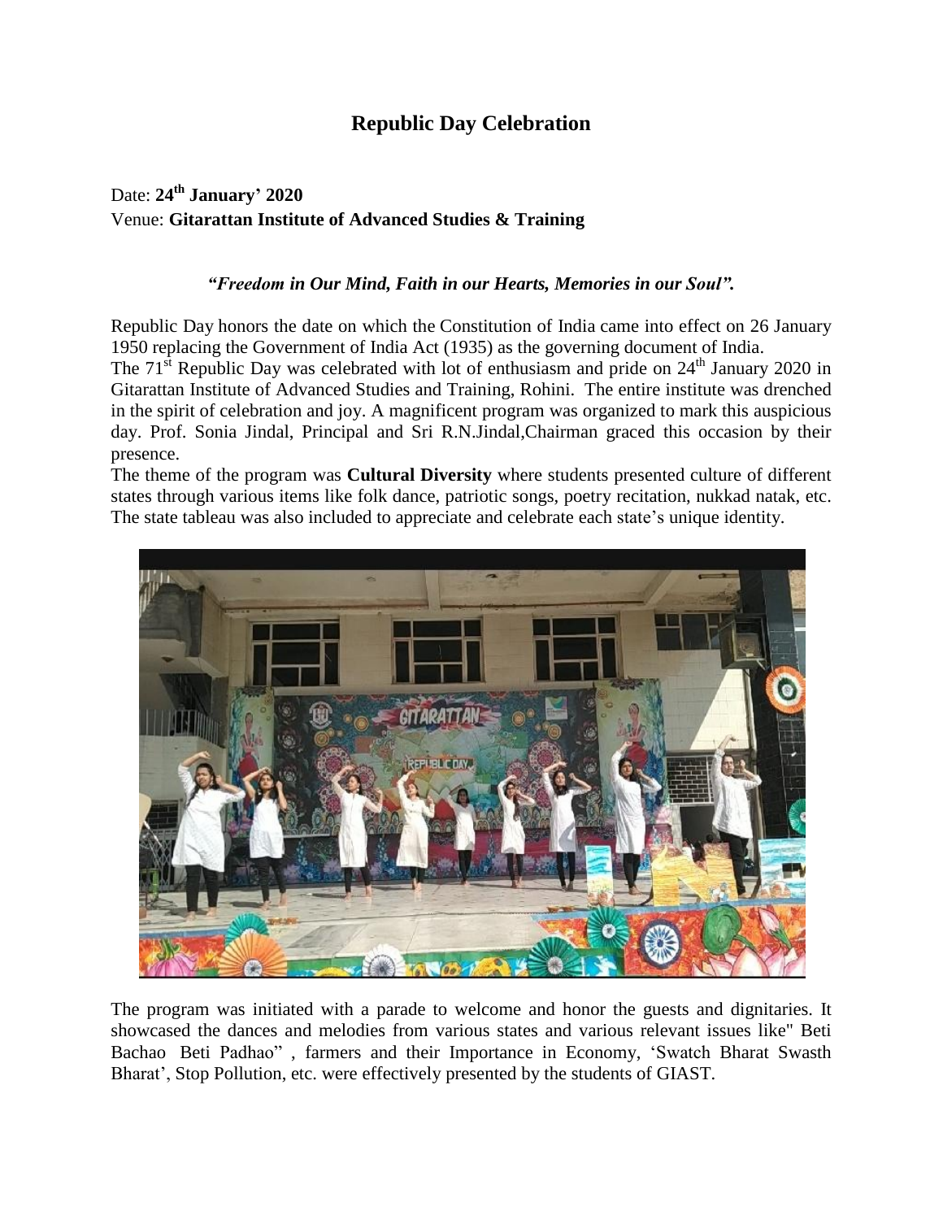# Republic Day Celebration

Date: **24th January' 2020**
Venue: **Gitarattan Institute of Advanced Studies & Training**

***"Freedom in Our Mind, Faith in our Hearts, Memories in our Soul".***

Republic Day honors the date on which the Constitution of India came into effect on 26 January 1950 replacing the Government of India Act (1935) as the governing document of India.
The 71st Republic Day was celebrated with lot of enthusiasm and pride on 24th January 2020 in Gitarattan Institute of Advanced Studies and Training, Rohini. The entire institute was drenched in the spirit of celebration and joy. A magnificent program was organized to mark this auspicious day. Prof. Sonia Jindal, Principal and Sri R.N.Jindal,Chairman graced this occasion by their presence.
The theme of the program was **Cultural Diversity** where students presented culture of different states through various items like folk dance, patriotic songs, poetry recitation, nukkad natak, etc. The state tableau was also included to appreciate and celebrate each state's unique identity.

The program was initiated with a parade to welcome and honor the guests and dignitaries. It showcased the dances and melodies from various states and various relevant issues like" Beti Bachao Beti Padhao" , farmers and their Importance in Economy, 'Swatch Bharat Swasth Bharat', Stop Pollution, etc. were effectively presented by the students of GIAST.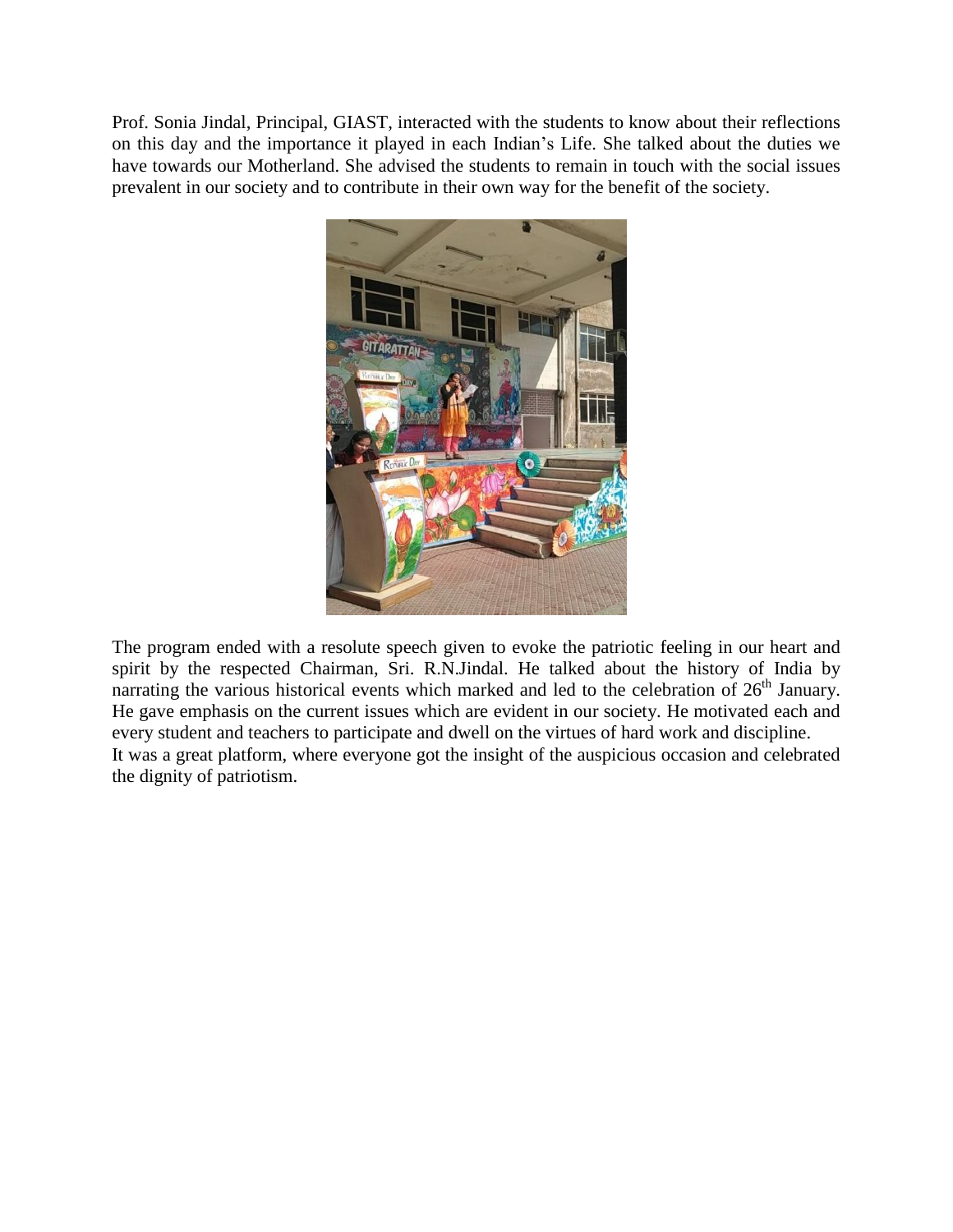Prof. Sonia Jindal, Principal, GIAST, interacted with the students to know about their reflections on this day and the importance it played in each Indian's Life. She talked about the duties we have towards our Motherland. She advised the students to remain in touch with the social issues prevalent in our society and to contribute in their own way for the benefit of the society.

The program ended with a resolute speech given to evoke the patriotic feeling in our heart and spirit by the respected Chairman, Sri. R.N.Jindal. He talked about the history of India by narrating the various historical events which marked and led to the celebration of 26th January. He gave emphasis on the current issues which are evident in our society. He motivated each and every student and teachers to participate and dwell on the virtues of hard work and discipline.
It was a great platform, where everyone got the insight of the auspicious occasion and celebrated the dignity of patriotism.